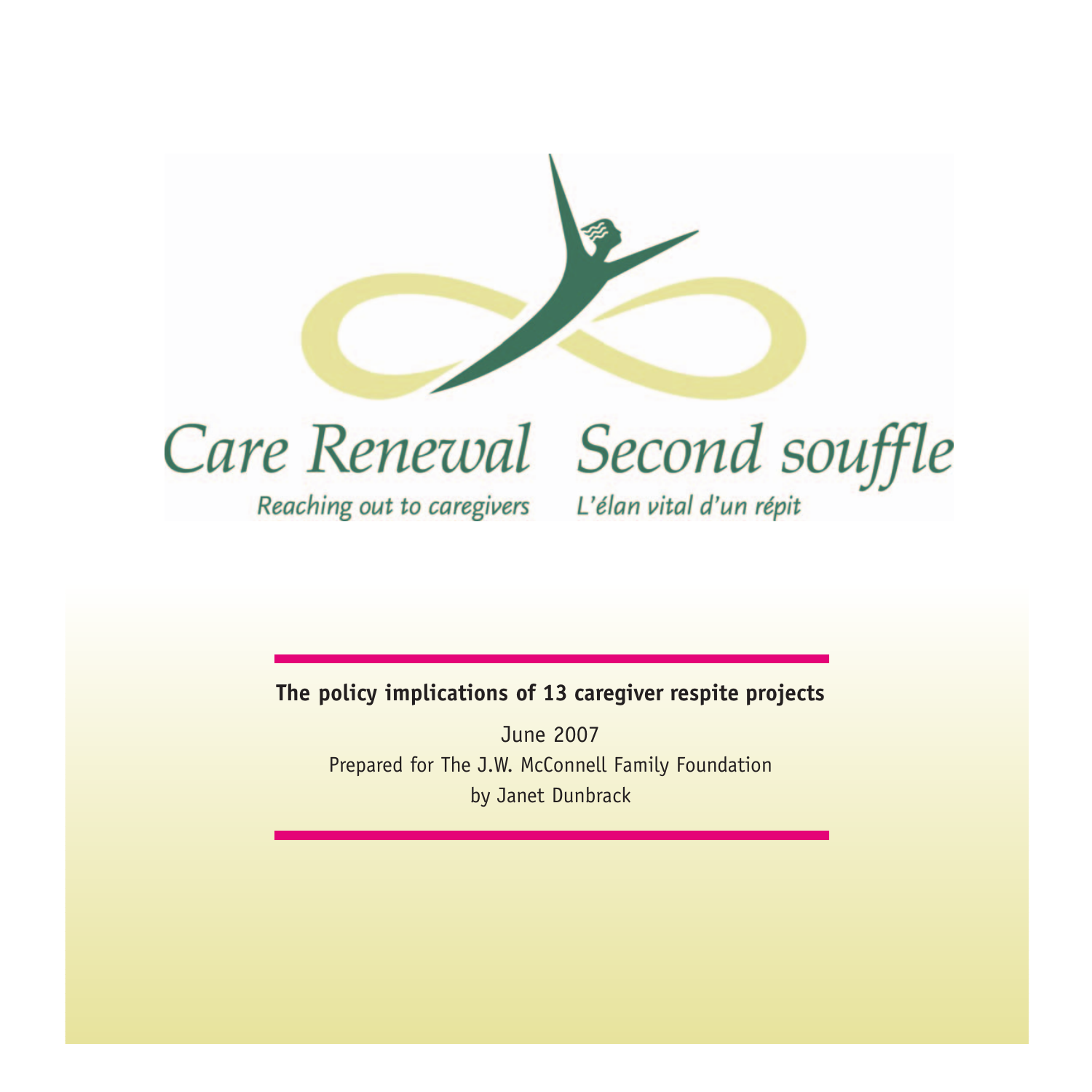# Care Renewal  Second souffle

*Reaching out to caregivers*  *L'élan vital d'un répit*

**The policy implications of 13 caregiver respite projects**

June 2007

Prepared for The J.W. McConnell Family Foundation

by Janet Dunbrack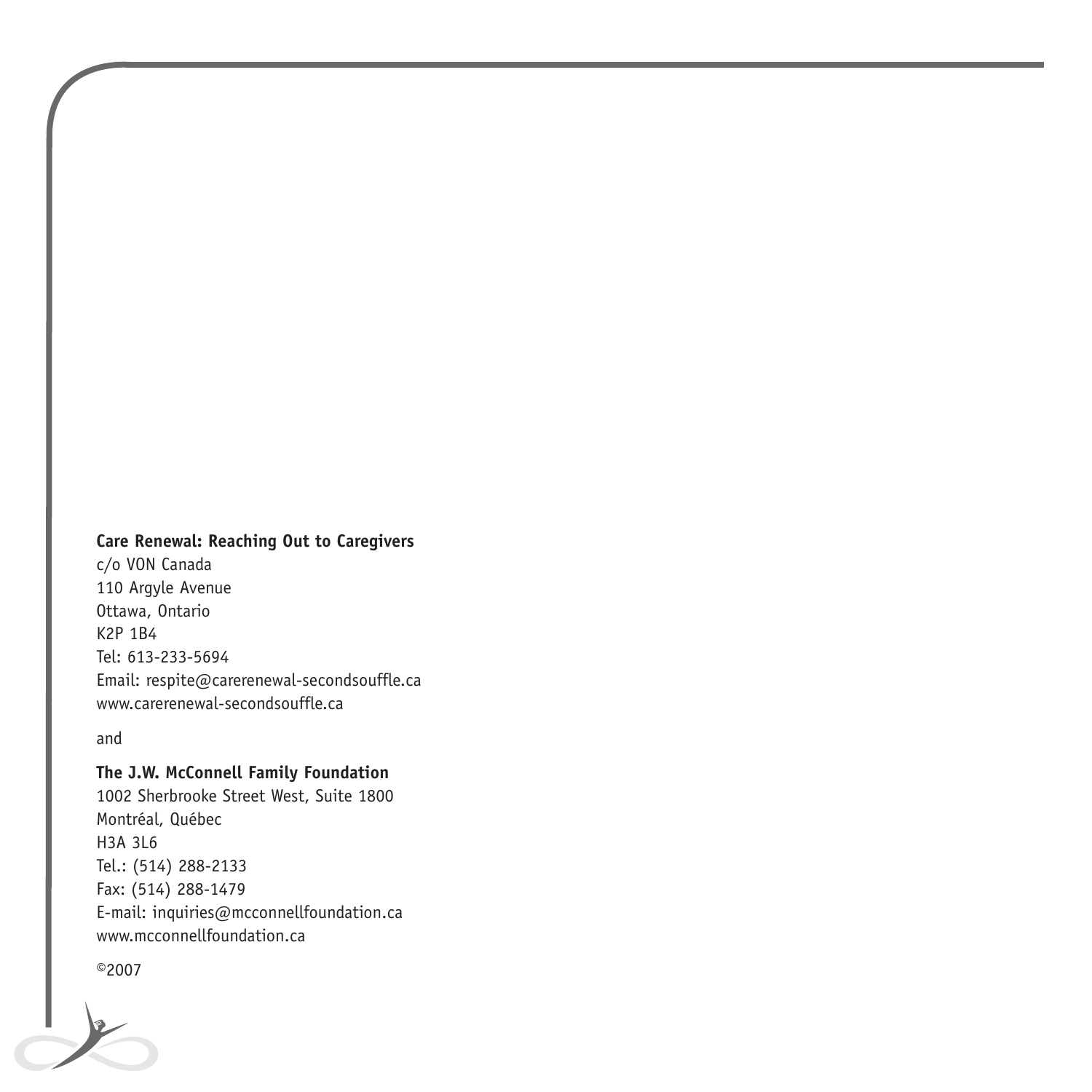**Care Renewal: Reaching Out to Caregivers**
c/o VON Canada
110 Argyle Avenue
Ottawa, Ontario
K2P 1B4
Tel: 613-233-5694
Email: respite@carerenewal-secondsouffle.ca
www.carerenewal-secondsouffle.ca

and

**The J.W. McConnell Family Foundation**
1002 Sherbrooke Street West, Suite 1800
Montréal, Québec
H3A 3L6
Tel.: (514) 288-2133
Fax: (514) 288-1479
E-mail: inquiries@mcconnellfoundation.ca
www.mcconnellfoundation.ca

©2007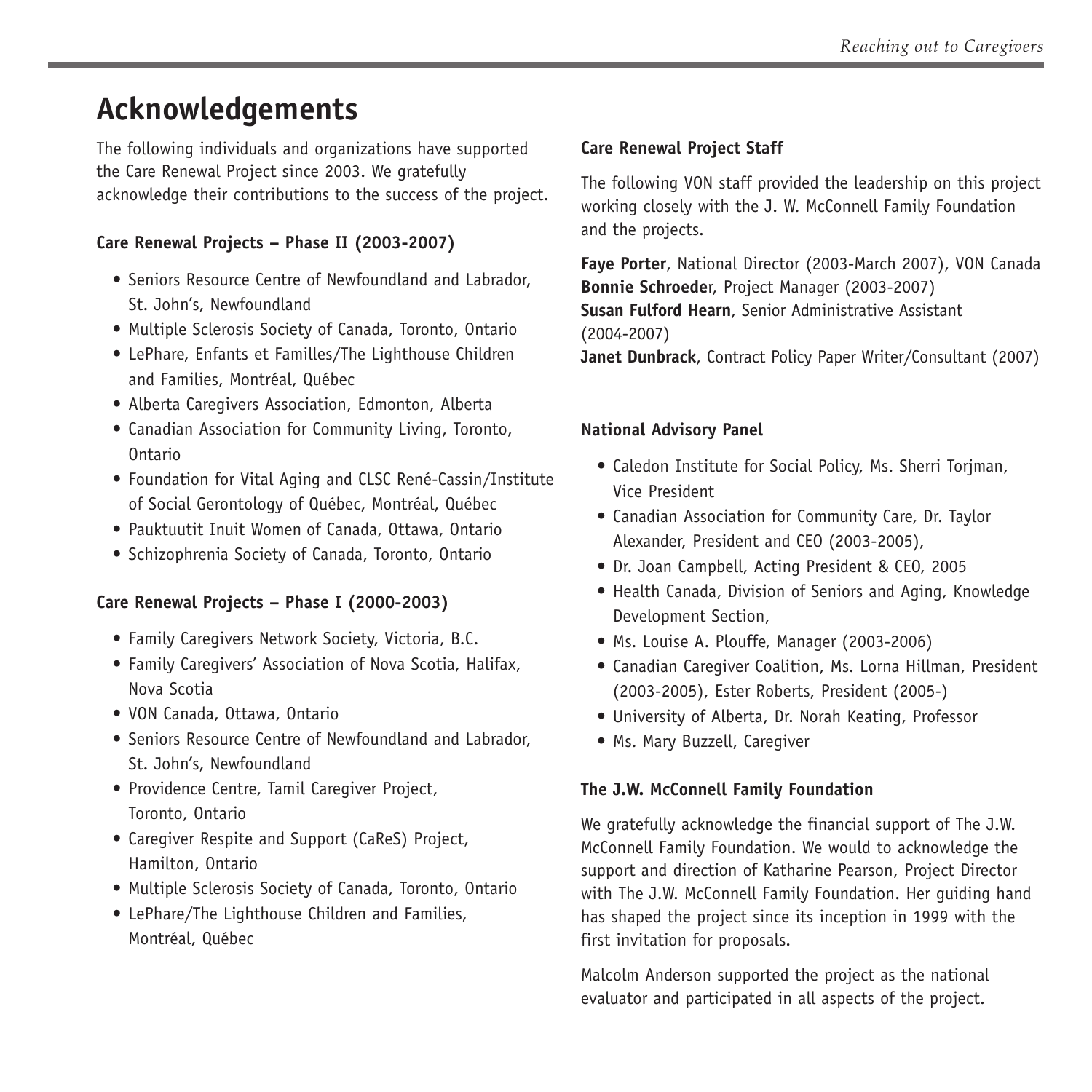# Acknowledgements

The following individuals and organizations have supported the Care Renewal Project since 2003. We gratefully acknowledge their contributions to the success of the project.

**Care Renewal Projects – Phase II (2003-2007)**

- Seniors Resource Centre of Newfoundland and Labrador, St. John's, Newfoundland
- Multiple Sclerosis Society of Canada, Toronto, Ontario
- LePhare, Enfants et Familles/The Lighthouse Children and Families, Montréal, Québec
- Alberta Caregivers Association, Edmonton, Alberta
- Canadian Association for Community Living, Toronto, Ontario
- Foundation for Vital Aging and CLSC René-Cassin/Institute of Social Gerontology of Québec, Montréal, Québec
- Pauktuutit Inuit Women of Canada, Ottawa, Ontario
- Schizophrenia Society of Canada, Toronto, Ontario

**Care Renewal Projects – Phase I (2000-2003)**

- Family Caregivers Network Society, Victoria, B.C.
- Family Caregivers' Association of Nova Scotia, Halifax, Nova Scotia
- VON Canada, Ottawa, Ontario
- Seniors Resource Centre of Newfoundland and Labrador, St. John's, Newfoundland
- Providence Centre, Tamil Caregiver Project, Toronto, Ontario
- Caregiver Respite and Support (CaReS) Project, Hamilton, Ontario
- Multiple Sclerosis Society of Canada, Toronto, Ontario
- LePhare/The Lighthouse Children and Families, Montréal, Québec

**Care Renewal Project Staff**

The following VON staff provided the leadership on this project working closely with the J. W. McConnell Family Foundation and the projects.

**Faye Porter**, National Director (2003-March 2007), VON Canada
**Bonnie Schroede**r, Project Manager (2003-2007)
**Susan Fulford Hearn**, Senior Administrative Assistant (2004-2007)
**Janet Dunbrack**, Contract Policy Paper Writer/Consultant (2007)

**National Advisory Panel**

- Caledon Institute for Social Policy, Ms. Sherri Torjman, Vice President
- Canadian Association for Community Care, Dr. Taylor Alexander, President and CEO (2003-2005),
- Dr. Joan Campbell, Acting President & CEO, 2005
- Health Canada, Division of Seniors and Aging, Knowledge Development Section,
- Ms. Louise A. Plouffe, Manager (2003-2006)
- Canadian Caregiver Coalition, Ms. Lorna Hillman, President (2003-2005), Ester Roberts, President (2005-)
- University of Alberta, Dr. Norah Keating, Professor
- Ms. Mary Buzzell, Caregiver

**The J.W. McConnell Family Foundation**

We gratefully acknowledge the financial support of The J.W. McConnell Family Foundation. We would to acknowledge the support and direction of Katharine Pearson, Project Director with The J.W. McConnell Family Foundation. Her guiding hand has shaped the project since its inception in 1999 with the first invitation for proposals.

Malcolm Anderson supported the project as the national evaluator and participated in all aspects of the project.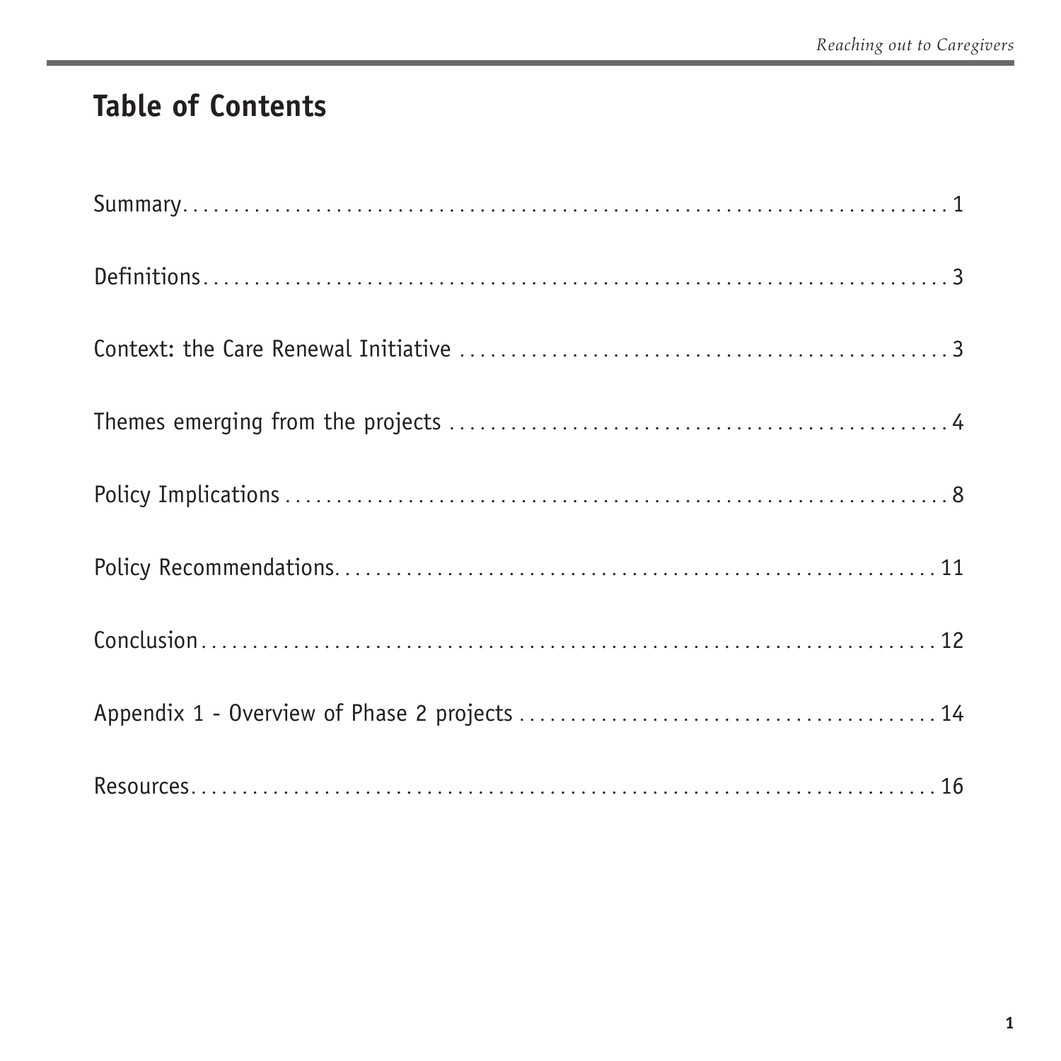# Table of Contents

Summary . . . . . . . . . . . . . . . . . . . . . . . . . . . . . . . . . . . . . . . . . . . . . . . . . . . . . . . . . . . . . 1

Definitions . . . . . . . . . . . . . . . . . . . . . . . . . . . . . . . . . . . . . . . . . . . . . . . . . . . . . . . . . . . . 3

Context: the Care Renewal Initiative . . . . . . . . . . . . . . . . . . . . . . . . . . . . . . . . . . . . . . . . 3

Themes emerging from the projects . . . . . . . . . . . . . . . . . . . . . . . . . . . . . . . . . . . . . . . . 4

Policy Implications . . . . . . . . . . . . . . . . . . . . . . . . . . . . . . . . . . . . . . . . . . . . . . . . . . . . . 8

Policy Recommendations . . . . . . . . . . . . . . . . . . . . . . . . . . . . . . . . . . . . . . . . . . . . . . . . 11

Conclusion . . . . . . . . . . . . . . . . . . . . . . . . . . . . . . . . . . . . . . . . . . . . . . . . . . . . . . . . . . 12

Appendix 1 - Overview of Phase 2 projects . . . . . . . . . . . . . . . . . . . . . . . . . . . . . . . . . . 14

Resources . . . . . . . . . . . . . . . . . . . . . . . . . . . . . . . . . . . . . . . . . . . . . . . . . . . . . . . . . . . 16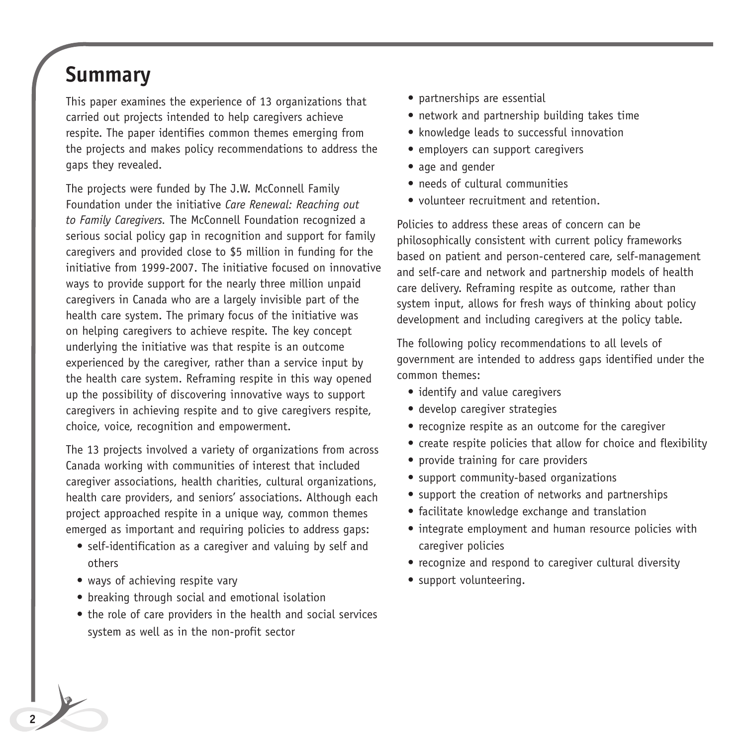## Summary

This paper examines the experience of 13 organizations that carried out projects intended to help caregivers achieve respite. The paper identifies common themes emerging from the projects and makes policy recommendations to address the gaps they revealed.

The projects were funded by The J.W. McConnell Family Foundation under the initiative *Care Renewal: Reaching out to Family Caregivers*. The McConnell Foundation recognized a serious social policy gap in recognition and support for family caregivers and provided close to $5 million in funding for the initiative from 1999-2007. The initiative focused on innovative ways to provide support for the nearly three million unpaid caregivers in Canada who are a largely invisible part of the health care system. The primary focus of the initiative was on helping caregivers to achieve respite. The key concept underlying the initiative was that respite is an outcome experienced by the caregiver, rather than a service input by the health care system. Reframing respite in this way opened up the possibility of discovering innovative ways to support caregivers in achieving respite and to give caregivers respite, choice, voice, recognition and empowerment.

The 13 projects involved a variety of organizations from across Canada working with communities of interest that included caregiver associations, health charities, cultural organizations, health care providers, and seniors' associations. Although each project approached respite in a unique way, common themes emerged as important and requiring policies to address gaps:

- self-identification as a caregiver and valuing by self and others
- ways of achieving respite vary
- breaking through social and emotional isolation
- the role of care providers in the health and social services system as well as in the non-profit sector
- partnerships are essential
- network and partnership building takes time
- knowledge leads to successful innovation
- employers can support caregivers
- age and gender
- needs of cultural communities
- volunteer recruitment and retention.

Policies to address these areas of concern can be philosophically consistent with current policy frameworks based on patient and person-centered care, self-management and self-care and network and partnership models of health care delivery. Reframing respite as outcome, rather than system input, allows for fresh ways of thinking about policy development and including caregivers at the policy table.

The following policy recommendations to all levels of government are intended to address gaps identified under the common themes:

- identify and value caregivers
- develop caregiver strategies
- recognize respite as an outcome for the caregiver
- create respite policies that allow for choice and flexibility
- provide training for care providers
- support community-based organizations
- support the creation of networks and partnerships
- facilitate knowledge exchange and translation
- integrate employment and human resource policies with caregiver policies
- recognize and respond to caregiver cultural diversity
- support volunteering.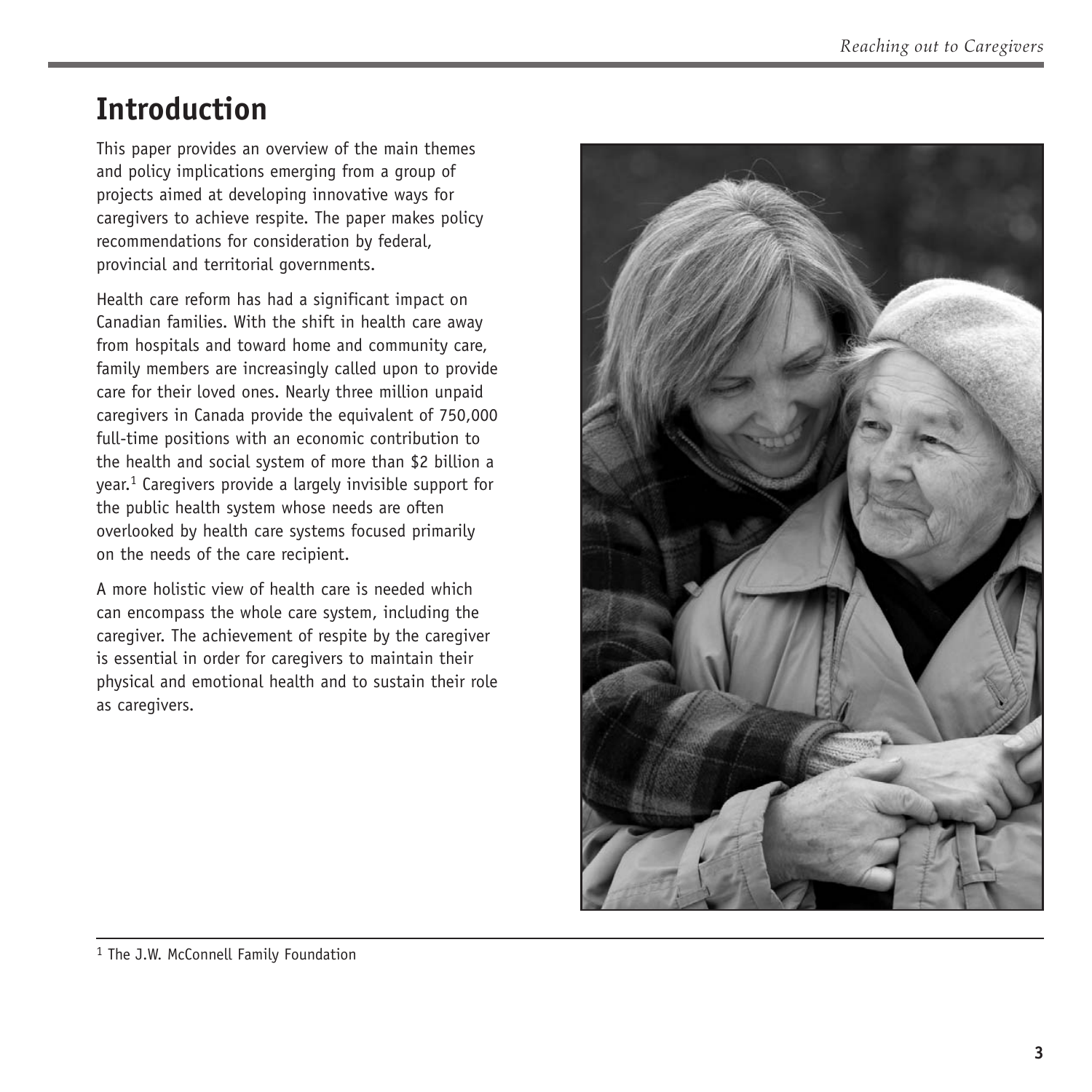# Introduction

This paper provides an overview of the main themes and policy implications emerging from a group of projects aimed at developing innovative ways for caregivers to achieve respite. The paper makes policy recommendations for consideration by federal, provincial and territorial governments.

Health care reform has had a significant impact on Canadian families. With the shift in health care away from hospitals and toward home and community care, family members are increasingly called upon to provide care for their loved ones. Nearly three million unpaid caregivers in Canada provide the equivalent of 750,000 full-time positions with an economic contribution to the health and social system of more than $2 billion a year.[1] Caregivers provide a largely invisible support for the public health system whose needs are often overlooked by health care systems focused primarily on the needs of the care recipient.

A more holistic view of health care is needed which can encompass the whole care system, including the caregiver. The achievement of respite by the caregiver is essential in order for caregivers to maintain their physical and emotional health and to sustain their role as caregivers.

[1] The J.W. McConnell Family Foundation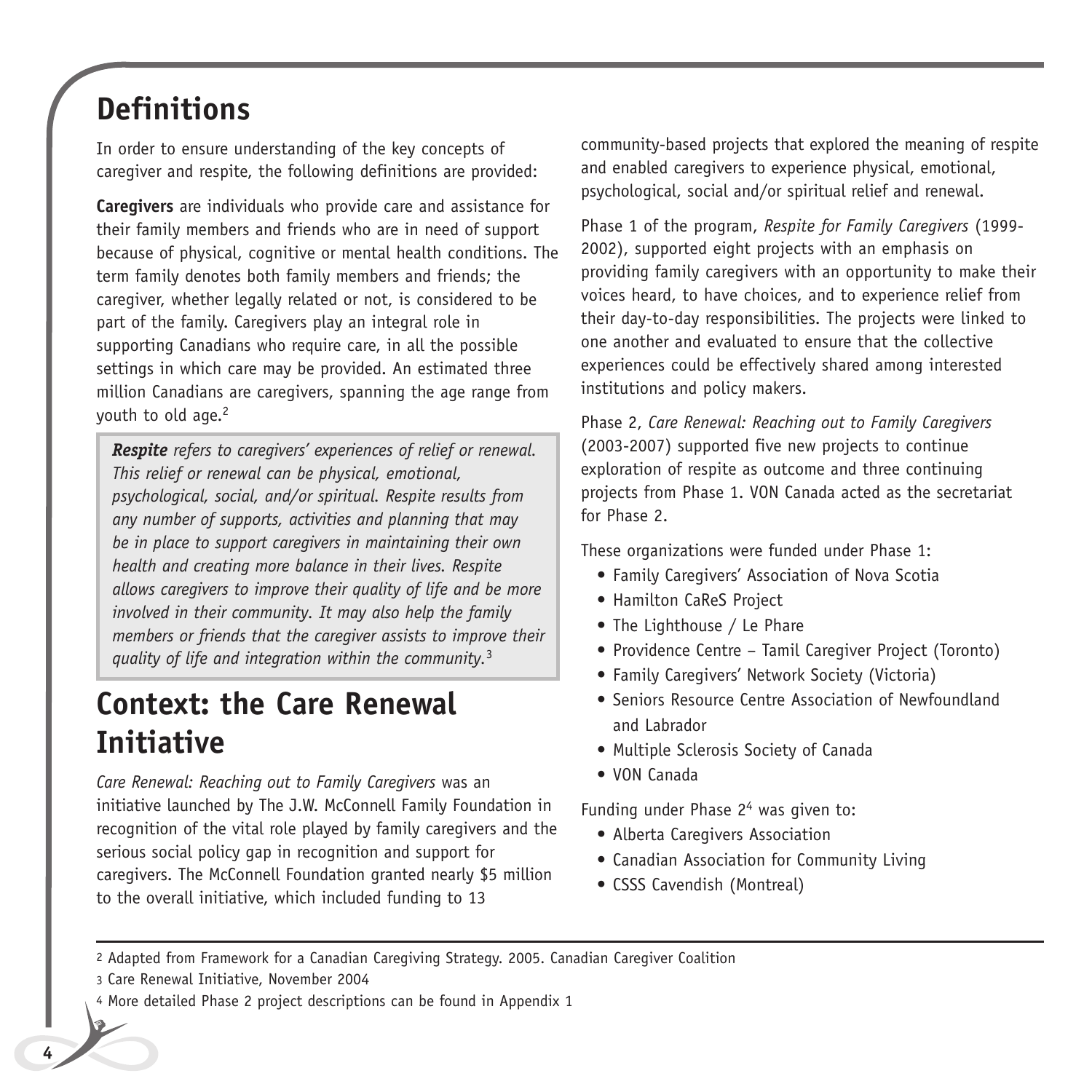## Definitions

In order to ensure understanding of the key concepts of caregiver and respite, the following definitions are provided:

**Caregivers** are individuals who provide care and assistance for their family members and friends who are in need of support because of physical, cognitive or mental health conditions. The term family denotes both family members and friends; the caregiver, whether legally related or not, is considered to be part of the family. Caregivers play an integral role in supporting Canadians who require care, in all the possible settings in which care may be provided. An estimated three million Canadians are caregivers, spanning the age range from youth to old age.[2]

> ***Respite*** *refers to caregivers' experiences of relief or renewal. This relief or renewal can be physical, emotional, psychological, social, and/or spiritual. Respite results from any number of supports, activities and planning that may be in place to support caregivers in maintaining their own health and creating more balance in their lives. Respite allows caregivers to improve their quality of life and be more involved in their community. It may also help the family members or friends that the caregiver assists to improve their quality of life and integration within the community.*[3]

## Context: the Care Renewal Initiative

*Care Renewal: Reaching out to Family Caregivers* was an initiative launched by The J.W. McConnell Family Foundation in recognition of the vital role played by family caregivers and the serious social policy gap in recognition and support for caregivers. The McConnell Foundation granted nearly $5 million to the overall initiative, which included funding to 13 community-based projects that explored the meaning of respite and enabled caregivers to experience physical, emotional, psychological, social and/or spiritual relief and renewal.

Phase 1 of the program, *Respite for Family Caregivers* (1999-2002), supported eight projects with an emphasis on providing family caregivers with an opportunity to make their voices heard, to have choices, and to experience relief from their day-to-day responsibilities. The projects were linked to one another and evaluated to ensure that the collective experiences could be effectively shared among interested institutions and policy makers.

Phase 2, *Care Renewal: Reaching out to Family Caregivers* (2003-2007) supported five new projects to continue exploration of respite as outcome and three continuing projects from Phase 1. VON Canada acted as the secretariat for Phase 2.

These organizations were funded under Phase 1:

- Family Caregivers' Association of Nova Scotia
- Hamilton CaReS Project
- The Lighthouse / Le Phare
- Providence Centre – Tamil Caregiver Project (Toronto)
- Family Caregivers' Network Society (Victoria)
- Seniors Resource Centre Association of Newfoundland and Labrador
- Multiple Sclerosis Society of Canada
- VON Canada

Funding under Phase 2[4] was given to:

- Alberta Caregivers Association
- Canadian Association for Community Living
- CSSS Cavendish (Montreal)

---

[2] Adapted from Framework for a Canadian Caregiving Strategy. 2005. Canadian Caregiver Coalition

[3] Care Renewal Initiative, November 2004

[4] More detailed Phase 2 project descriptions can be found in Appendix 1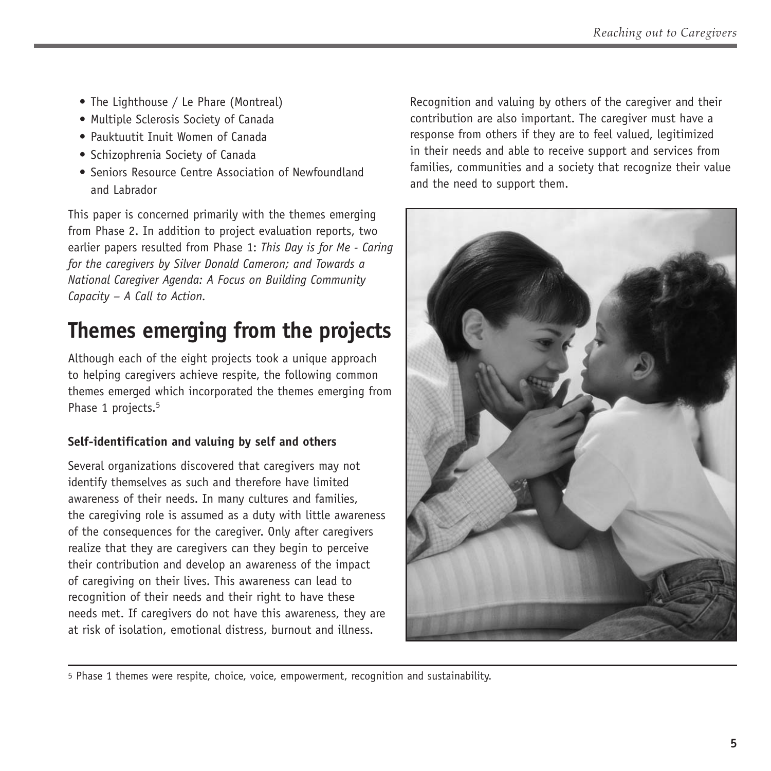- The Lighthouse / Le Phare (Montreal)
- Multiple Sclerosis Society of Canada
- Pauktuutit Inuit Women of Canada
- Schizophrenia Society of Canada
- Seniors Resource Centre Association of Newfoundland and Labrador

This paper is concerned primarily with the themes emerging from Phase 2. In addition to project evaluation reports, two earlier papers resulted from Phase 1: *This Day is for Me - Caring for the caregivers by Silver Donald Cameron; and Towards a National Caregiver Agenda: A Focus on Building Community Capacity – A Call to Action.*

## Themes emerging from the projects

Although each of the eight projects took a unique approach to helping caregivers achieve respite, the following common themes emerged which incorporated the themes emerging from Phase 1 projects.[5]

### Self-identification and valuing by self and others

Several organizations discovered that caregivers may not identify themselves as such and therefore have limited awareness of their needs. In many cultures and families, the caregiving role is assumed as a duty with little awareness of the consequences for the caregiver. Only after caregivers realize that they are caregivers can they begin to perceive their contribution and develop an awareness of the impact of caregiving on their lives. This awareness can lead to recognition of their needs and their right to have these needs met. If caregivers do not have this awareness, they are at risk of isolation, emotional distress, burnout and illness.

Recognition and valuing by others of the caregiver and their contribution are also important. The caregiver must have a response from others if they are to feel valued, legitimized in their needs and able to receive support and services from families, communities and a society that recognize their value and the need to support them.

[5] Phase 1 themes were respite, choice, voice, empowerment, recognition and sustainability.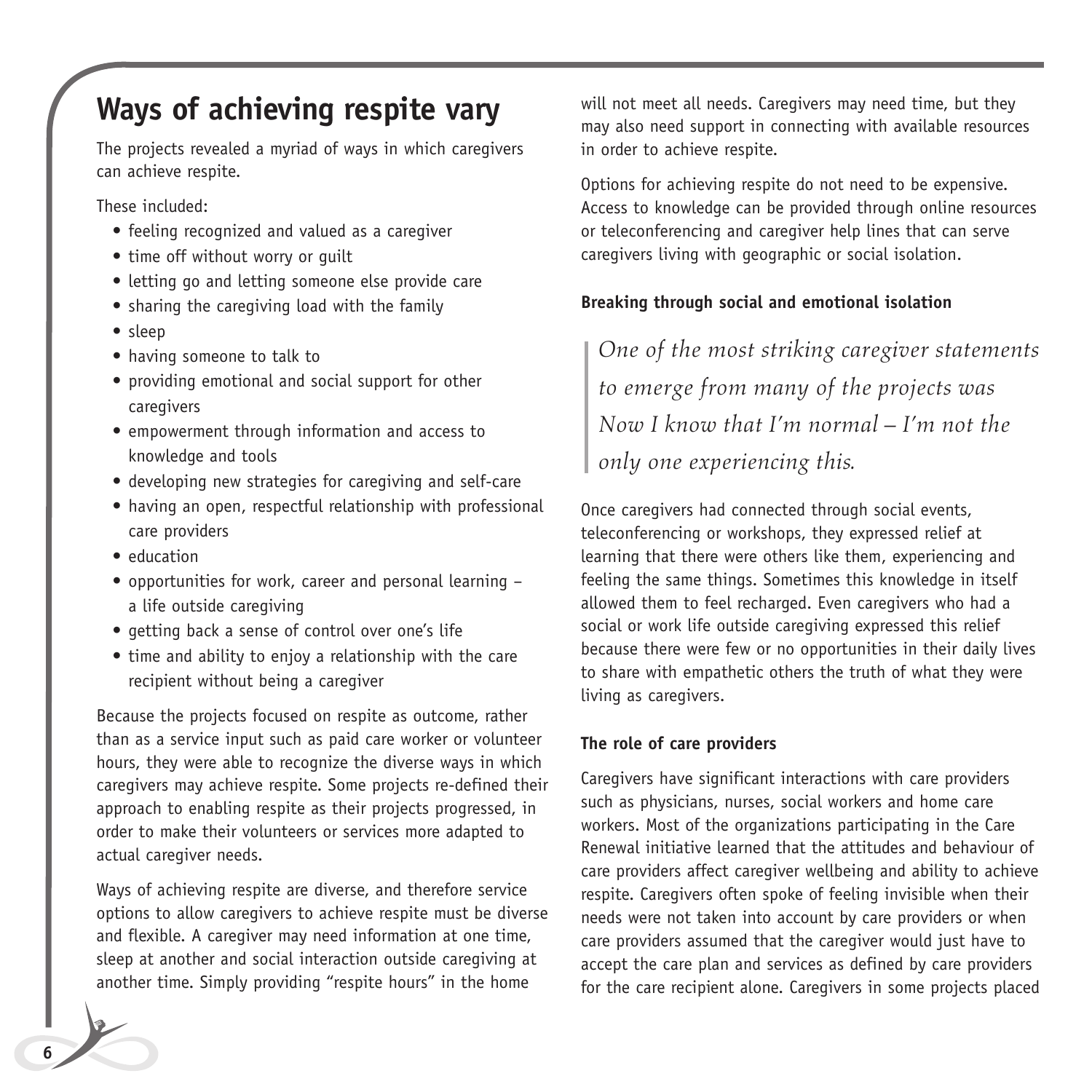## Ways of achieving respite vary

The projects revealed a myriad of ways in which caregivers can achieve respite.

These included:

- feeling recognized and valued as a caregiver
- time off without worry or guilt
- letting go and letting someone else provide care
- sharing the caregiving load with the family
- sleep
- having someone to talk to
- providing emotional and social support for other caregivers
- empowerment through information and access to knowledge and tools
- developing new strategies for caregiving and self-care
- having an open, respectful relationship with professional care providers
- education
- opportunities for work, career and personal learning – a life outside caregiving
- getting back a sense of control over one's life
- time and ability to enjoy a relationship with the care recipient without being a caregiver

Because the projects focused on respite as outcome, rather than as a service input such as paid care worker or volunteer hours, they were able to recognize the diverse ways in which caregivers may achieve respite. Some projects re-defined their approach to enabling respite as their projects progressed, in order to make their volunteers or services more adapted to actual caregiver needs.

Ways of achieving respite are diverse, and therefore service options to allow caregivers to achieve respite must be diverse and flexible. A caregiver may need information at one time, sleep at another and social interaction outside caregiving at another time. Simply providing "respite hours" in the home will not meet all needs. Caregivers may need time, but they may also need support in connecting with available resources in order to achieve respite.

Options for achieving respite do not need to be expensive. Access to knowledge can be provided through online resources or teleconferencing and caregiver help lines that can serve caregivers living with geographic or social isolation.

**Breaking through social and emotional isolation**

> *One of the most striking caregiver statements to emerge from many of the projects was Now I know that I'm normal – I'm not the only one experiencing this.*

Once caregivers had connected through social events, teleconferencing or workshops, they expressed relief at learning that there were others like them, experiencing and feeling the same things. Sometimes this knowledge in itself allowed them to feel recharged. Even caregivers who had a social or work life outside caregiving expressed this relief because there were few or no opportunities in their daily lives to share with empathetic others the truth of what they were living as caregivers.

**The role of care providers**

Caregivers have significant interactions with care providers such as physicians, nurses, social workers and home care workers. Most of the organizations participating in the Care Renewal initiative learned that the attitudes and behaviour of care providers affect caregiver wellbeing and ability to achieve respite. Caregivers often spoke of feeling invisible when their needs were not taken into account by care providers or when care providers assumed that the caregiver would just have to accept the care plan and services as defined by care providers for the care recipient alone. Caregivers in some projects placed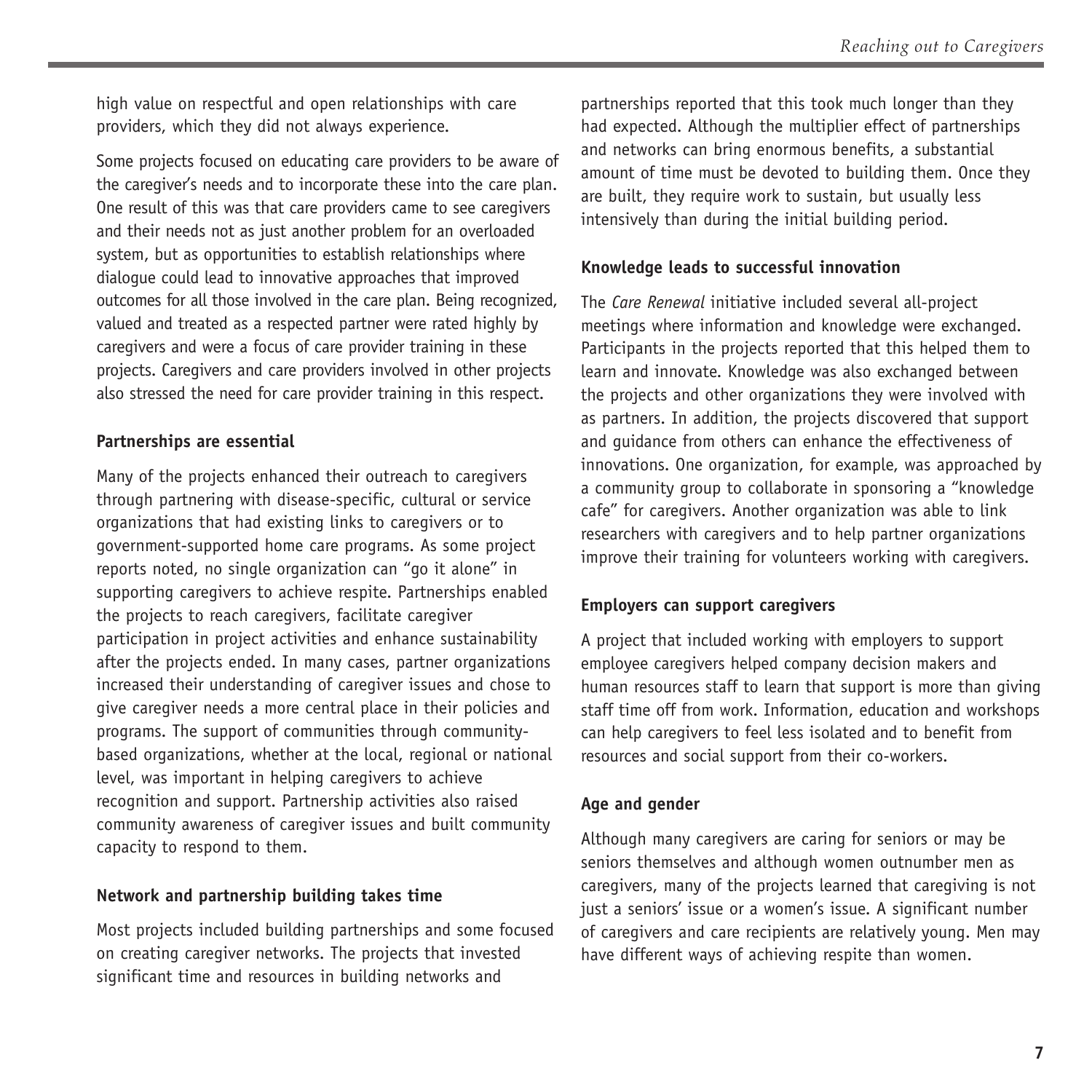high value on respectful and open relationships with care providers, which they did not always experience.

Some projects focused on educating care providers to be aware of the caregiver's needs and to incorporate these into the care plan. One result of this was that care providers came to see caregivers and their needs not as just another problem for an overloaded system, but as opportunities to establish relationships where dialogue could lead to innovative approaches that improved outcomes for all those involved in the care plan. Being recognized, valued and treated as a respected partner were rated highly by caregivers and were a focus of care provider training in these projects. Caregivers and care providers involved in other projects also stressed the need for care provider training in this respect.

**Partnerships are essential**

Many of the projects enhanced their outreach to caregivers through partnering with disease-specific, cultural or service organizations that had existing links to caregivers or to government-supported home care programs. As some project reports noted, no single organization can "go it alone" in supporting caregivers to achieve respite. Partnerships enabled the projects to reach caregivers, facilitate caregiver participation in project activities and enhance sustainability after the projects ended. In many cases, partner organizations increased their understanding of caregiver issues and chose to give caregiver needs a more central place in their policies and programs. The support of communities through community-based organizations, whether at the local, regional or national level, was important in helping caregivers to achieve recognition and support. Partnership activities also raised community awareness of caregiver issues and built community capacity to respond to them.

**Network and partnership building takes time**

Most projects included building partnerships and some focused on creating caregiver networks. The projects that invested significant time and resources in building networks and partnerships reported that this took much longer than they had expected. Although the multiplier effect of partnerships and networks can bring enormous benefits, a substantial amount of time must be devoted to building them. Once they are built, they require work to sustain, but usually less intensively than during the initial building period.

**Knowledge leads to successful innovation**

The *Care Renewal* initiative included several all-project meetings where information and knowledge were exchanged. Participants in the projects reported that this helped them to learn and innovate. Knowledge was also exchanged between the projects and other organizations they were involved with as partners. In addition, the projects discovered that support and guidance from others can enhance the effectiveness of innovations. One organization, for example, was approached by a community group to collaborate in sponsoring a "knowledge cafe" for caregivers. Another organization was able to link researchers with caregivers and to help partner organizations improve their training for volunteers working with caregivers.

**Employers can support caregivers**

A project that included working with employers to support employee caregivers helped company decision makers and human resources staff to learn that support is more than giving staff time off from work. Information, education and workshops can help caregivers to feel less isolated and to benefit from resources and social support from their co-workers.

**Age and gender**

Although many caregivers are caring for seniors or may be seniors themselves and although women outnumber men as caregivers, many of the projects learned that caregiving is not just a seniors' issue or a women's issue. A significant number of caregivers and care recipients are relatively young. Men may have different ways of achieving respite than women.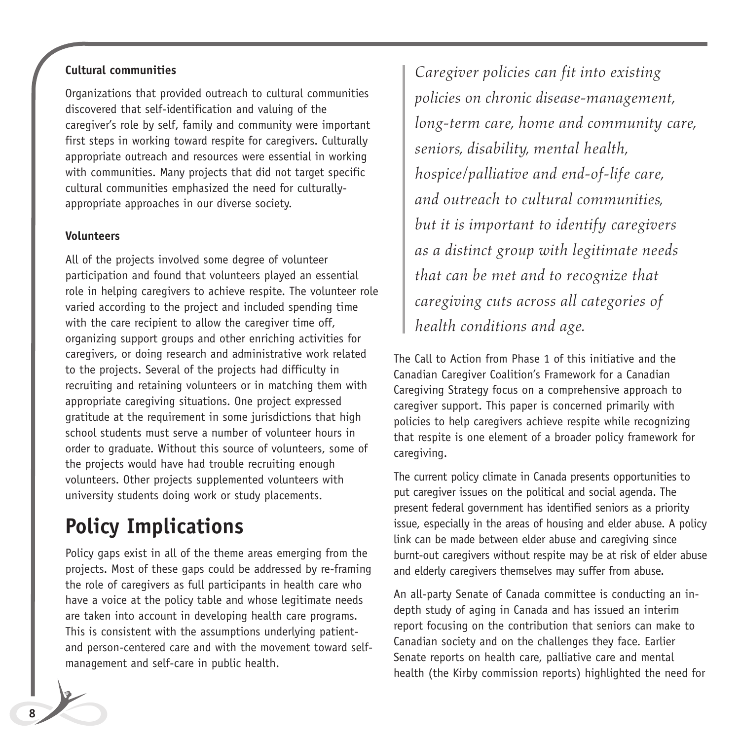### Cultural communities

Organizations that provided outreach to cultural communities discovered that self-identification and valuing of the caregiver's role by self, family and community were important first steps in working toward respite for caregivers. Culturally appropriate outreach and resources were essential in working with communities. Many projects that did not target specific cultural communities emphasized the need for culturally-appropriate approaches in our diverse society.

### Volunteers

All of the projects involved some degree of volunteer participation and found that volunteers played an essential role in helping caregivers to achieve respite. The volunteer role varied according to the project and included spending time with the care recipient to allow the caregiver time off, organizing support groups and other enriching activities for caregivers, or doing research and administrative work related to the projects. Several of the projects had difficulty in recruiting and retaining volunteers or in matching them with appropriate caregiving situations. One project expressed gratitude at the requirement in some jurisdictions that high school students must serve a number of volunteer hours in order to graduate. Without this source of volunteers, some of the projects would have had trouble recruiting enough volunteers. Other projects supplemented volunteers with university students doing work or study placements.

## Policy Implications

Policy gaps exist in all of the theme areas emerging from the projects. Most of these gaps could be addressed by re-framing the role of caregivers as full participants in health care who have a voice at the policy table and whose legitimate needs are taken into account in developing health care programs. This is consistent with the assumptions underlying patient- and person-centered care and with the movement toward self-management and self-care in public health.

> *Caregiver policies can fit into existing policies on chronic disease-management, long-term care, home and community care, seniors, disability, mental health, hospice/palliative and end-of-life care, and outreach to cultural communities, but it is important to identify caregivers as a distinct group with legitimate needs that can be met and to recognize that caregiving cuts across all categories of health conditions and age.*

The Call to Action from Phase 1 of this initiative and the Canadian Caregiver Coalition's Framework for a Canadian Caregiving Strategy focus on a comprehensive approach to caregiver support. This paper is concerned primarily with policies to help caregivers achieve respite while recognizing that respite is one element of a broader policy framework for caregiving.

The current policy climate in Canada presents opportunities to put caregiver issues on the political and social agenda. The present federal government has identified seniors as a priority issue, especially in the areas of housing and elder abuse. A policy link can be made between elder abuse and caregiving since burnt-out caregivers without respite may be at risk of elder abuse and elderly caregivers themselves may suffer from abuse.

An all-party Senate of Canada committee is conducting an in-depth study of aging in Canada and has issued an interim report focusing on the contribution that seniors can make to Canadian society and on the challenges they face. Earlier Senate reports on health care, palliative care and mental health (the Kirby commission reports) highlighted the need for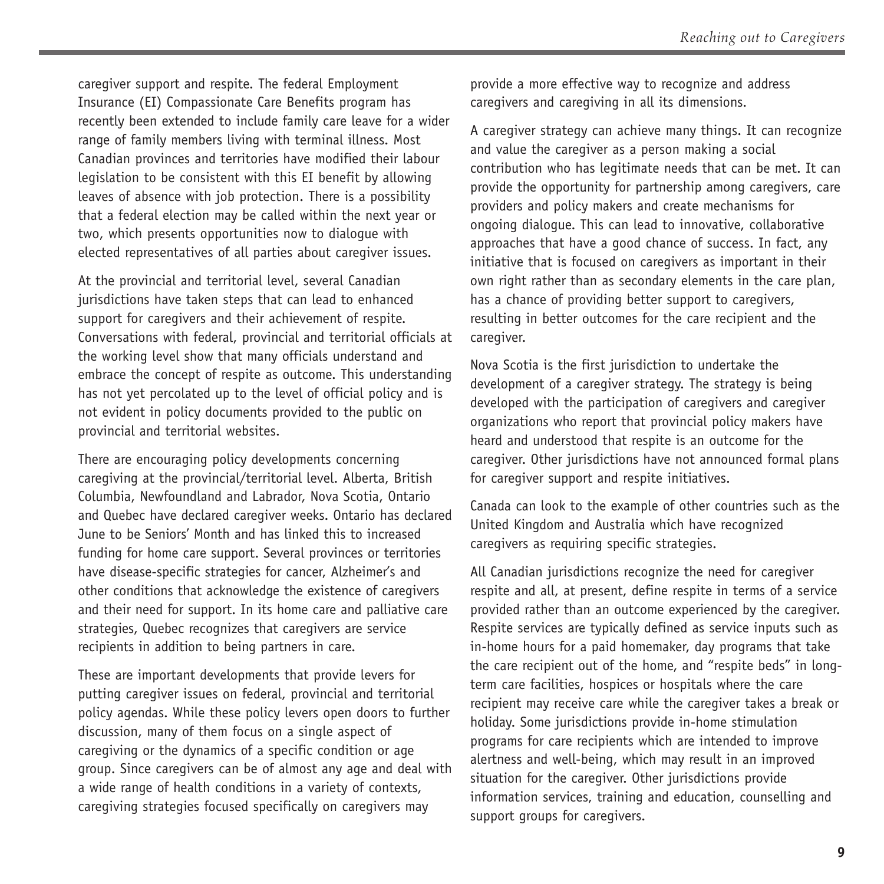caregiver support and respite. The federal Employment Insurance (EI) Compassionate Care Benefits program has recently been extended to include family care leave for a wider range of family members living with terminal illness. Most Canadian provinces and territories have modified their labour legislation to be consistent with this EI benefit by allowing leaves of absence with job protection. There is a possibility that a federal election may be called within the next year or two, which presents opportunities now to dialogue with elected representatives of all parties about caregiver issues.

At the provincial and territorial level, several Canadian jurisdictions have taken steps that can lead to enhanced support for caregivers and their achievement of respite. Conversations with federal, provincial and territorial officials at the working level show that many officials understand and embrace the concept of respite as outcome. This understanding has not yet percolated up to the level of official policy and is not evident in policy documents provided to the public on provincial and territorial websites.

There are encouraging policy developments concerning caregiving at the provincial/territorial level. Alberta, British Columbia, Newfoundland and Labrador, Nova Scotia, Ontario and Quebec have declared caregiver weeks. Ontario has declared June to be Seniors' Month and has linked this to increased funding for home care support. Several provinces or territories have disease-specific strategies for cancer, Alzheimer's and other conditions that acknowledge the existence of caregivers and their need for support. In its home care and palliative care strategies, Quebec recognizes that caregivers are service recipients in addition to being partners in care.

These are important developments that provide levers for putting caregiver issues on federal, provincial and territorial policy agendas. While these policy levers open doors to further discussion, many of them focus on a single aspect of caregiving or the dynamics of a specific condition or age group. Since caregivers can be of almost any age and deal with a wide range of health conditions in a variety of contexts, caregiving strategies focused specifically on caregivers may provide a more effective way to recognize and address caregivers and caregiving in all its dimensions.

A caregiver strategy can achieve many things. It can recognize and value the caregiver as a person making a social contribution who has legitimate needs that can be met. It can provide the opportunity for partnership among caregivers, care providers and policy makers and create mechanisms for ongoing dialogue. This can lead to innovative, collaborative approaches that have a good chance of success. In fact, any initiative that is focused on caregivers as important in their own right rather than as secondary elements in the care plan, has a chance of providing better support to caregivers, resulting in better outcomes for the care recipient and the caregiver.

Nova Scotia is the first jurisdiction to undertake the development of a caregiver strategy. The strategy is being developed with the participation of caregivers and caregiver organizations who report that provincial policy makers have heard and understood that respite is an outcome for the caregiver. Other jurisdictions have not announced formal plans for caregiver support and respite initiatives.

Canada can look to the example of other countries such as the United Kingdom and Australia which have recognized caregivers as requiring specific strategies.

All Canadian jurisdictions recognize the need for caregiver respite and all, at present, define respite in terms of a service provided rather than an outcome experienced by the caregiver. Respite services are typically defined as service inputs such as in-home hours for a paid homemaker, day programs that take the care recipient out of the home, and "respite beds" in long-term care facilities, hospices or hospitals where the care recipient may receive care while the caregiver takes a break or holiday. Some jurisdictions provide in-home stimulation programs for care recipients which are intended to improve alertness and well-being, which may result in an improved situation for the caregiver. Other jurisdictions provide information services, training and education, counselling and support groups for caregivers.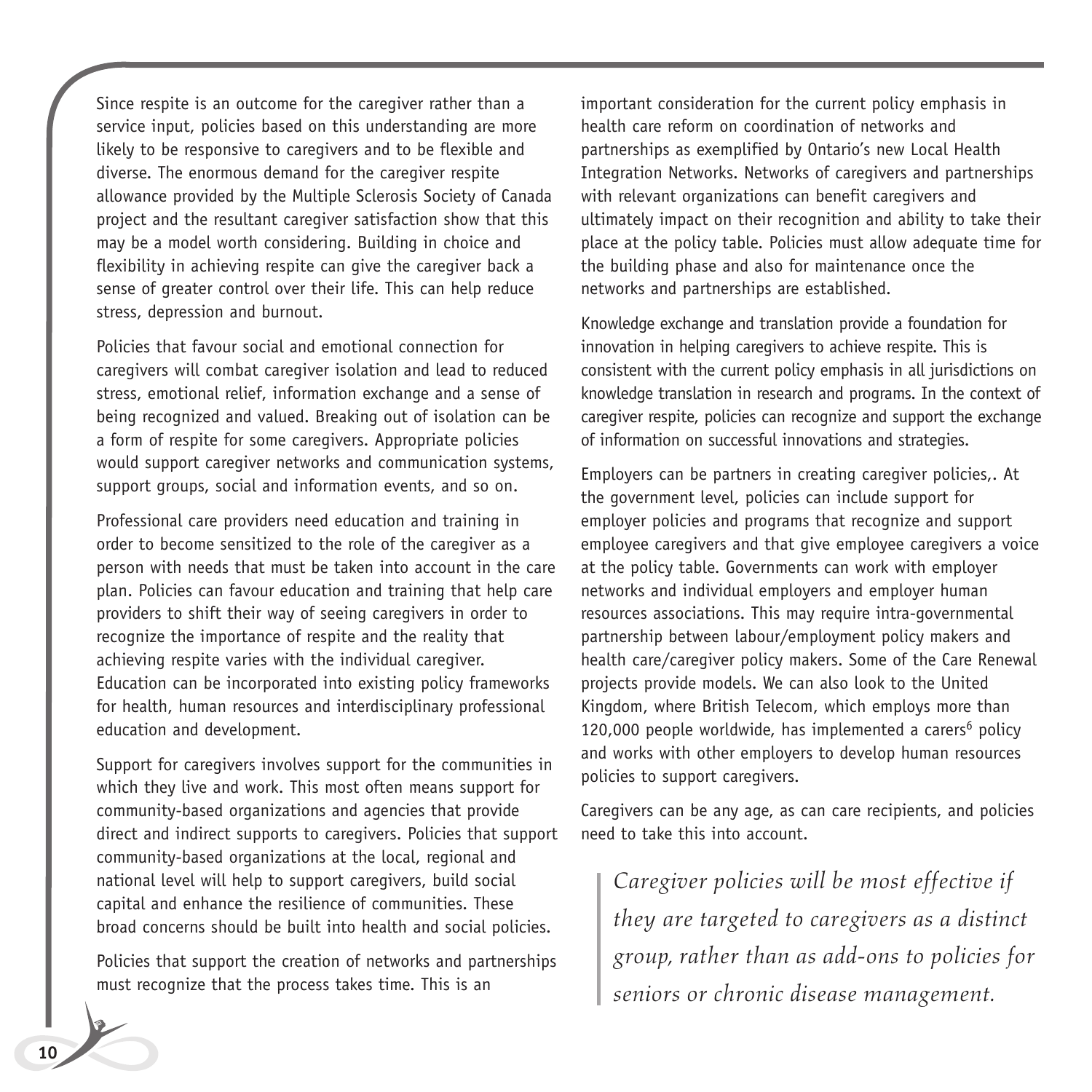Since respite is an outcome for the caregiver rather than a service input, policies based on this understanding are more likely to be responsive to caregivers and to be flexible and diverse. The enormous demand for the caregiver respite allowance provided by the Multiple Sclerosis Society of Canada project and the resultant caregiver satisfaction show that this may be a model worth considering. Building in choice and flexibility in achieving respite can give the caregiver back a sense of greater control over their life. This can help reduce stress, depression and burnout.

Policies that favour social and emotional connection for caregivers will combat caregiver isolation and lead to reduced stress, emotional relief, information exchange and a sense of being recognized and valued. Breaking out of isolation can be a form of respite for some caregivers. Appropriate policies would support caregiver networks and communication systems, support groups, social and information events, and so on.

Professional care providers need education and training in order to become sensitized to the role of the caregiver as a person with needs that must be taken into account in the care plan. Policies can favour education and training that help care providers to shift their way of seeing caregivers in order to recognize the importance of respite and the reality that achieving respite varies with the individual caregiver. Education can be incorporated into existing policy frameworks for health, human resources and interdisciplinary professional education and development.

Support for caregivers involves support for the communities in which they live and work. This most often means support for community-based organizations and agencies that provide direct and indirect supports to caregivers. Policies that support community-based organizations at the local, regional and national level will help to support caregivers, build social capital and enhance the resilience of communities. These broad concerns should be built into health and social policies.

Policies that support the creation of networks and partnerships must recognize that the process takes time. This is an important consideration for the current policy emphasis in health care reform on coordination of networks and partnerships as exemplified by Ontario's new Local Health Integration Networks. Networks of caregivers and partnerships with relevant organizations can benefit caregivers and ultimately impact on their recognition and ability to take their place at the policy table. Policies must allow adequate time for the building phase and also for maintenance once the networks and partnerships are established.

Knowledge exchange and translation provide a foundation for innovation in helping caregivers to achieve respite. This is consistent with the current policy emphasis in all jurisdictions on knowledge translation in research and programs. In the context of caregiver respite, policies can recognize and support the exchange of information on successful innovations and strategies.

Employers can be partners in creating caregiver policies,. At the government level, policies can include support for employer policies and programs that recognize and support employee caregivers and that give employee caregivers a voice at the policy table. Governments can work with employer networks and individual employers and employer human resources associations. This may require intra-governmental partnership between labour/employment policy makers and health care/caregiver policy makers. Some of the Care Renewal projects provide models. We can also look to the United Kingdom, where British Telecom, which employs more than 120,000 people worldwide, has implemented a carers[6] policy and works with other employers to develop human resources policies to support caregivers.

Caregivers can be any age, as can care recipients, and policies need to take this into account.

> *Caregiver policies will be most effective if they are targeted to caregivers as a distinct group, rather than as add-ons to policies for seniors or chronic disease management.*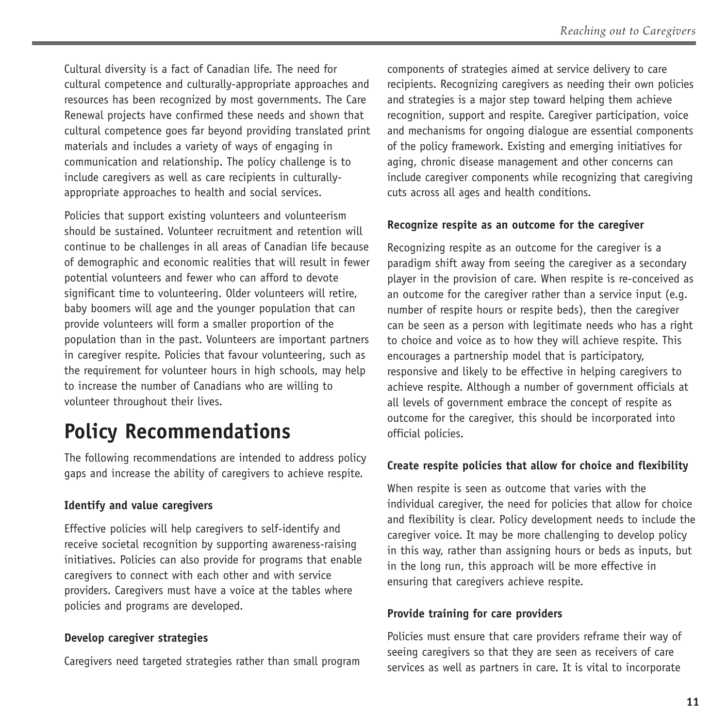Cultural diversity is a fact of Canadian life. The need for cultural competence and culturally-appropriate approaches and resources has been recognized by most governments. The Care Renewal projects have confirmed these needs and shown that cultural competence goes far beyond providing translated print materials and includes a variety of ways of engaging in communication and relationship. The policy challenge is to include caregivers as well as care recipients in culturally-appropriate approaches to health and social services.

Policies that support existing volunteers and volunteerism should be sustained. Volunteer recruitment and retention will continue to be challenges in all areas of Canadian life because of demographic and economic realities that will result in fewer potential volunteers and fewer who can afford to devote significant time to volunteering. Older volunteers will retire, baby boomers will age and the younger population that can provide volunteers will form a smaller proportion of the population than in the past. Volunteers are important partners in caregiver respite. Policies that favour volunteering, such as the requirement for volunteer hours in high schools, may help to increase the number of Canadians who are willing to volunteer throughout their lives.

# Policy Recommendations

The following recommendations are intended to address policy gaps and increase the ability of caregivers to achieve respite.

**Identify and value caregivers**

Effective policies will help caregivers to self-identify and receive societal recognition by supporting awareness-raising initiatives. Policies can also provide for programs that enable caregivers to connect with each other and with service providers. Caregivers must have a voice at the tables where policies and programs are developed.

**Develop caregiver strategies**

Caregivers need targeted strategies rather than small program components of strategies aimed at service delivery to care recipients. Recognizing caregivers as needing their own policies and strategies is a major step toward helping them achieve recognition, support and respite. Caregiver participation, voice and mechanisms for ongoing dialogue are essential components of the policy framework. Existing and emerging initiatives for aging, chronic disease management and other concerns can include caregiver components while recognizing that caregiving cuts across all ages and health conditions.

**Recognize respite as an outcome for the caregiver**

Recognizing respite as an outcome for the caregiver is a paradigm shift away from seeing the caregiver as a secondary player in the provision of care. When respite is re-conceived as an outcome for the caregiver rather than a service input (e.g. number of respite hours or respite beds), then the caregiver can be seen as a person with legitimate needs who has a right to choice and voice as to how they will achieve respite. This encourages a partnership model that is participatory, responsive and likely to be effective in helping caregivers to achieve respite. Although a number of government officials at all levels of government embrace the concept of respite as outcome for the caregiver, this should be incorporated into official policies.

**Create respite policies that allow for choice and flexibility**

When respite is seen as outcome that varies with the individual caregiver, the need for policies that allow for choice and flexibility is clear. Policy development needs to include the caregiver voice. It may be more challenging to develop policy in this way, rather than assigning hours or beds as inputs, but in the long run, this approach will be more effective in ensuring that caregivers achieve respite.

**Provide training for care providers**

Policies must ensure that care providers reframe their way of seeing caregivers so that they are seen as receivers of care services as well as partners in care. It is vital to incorporate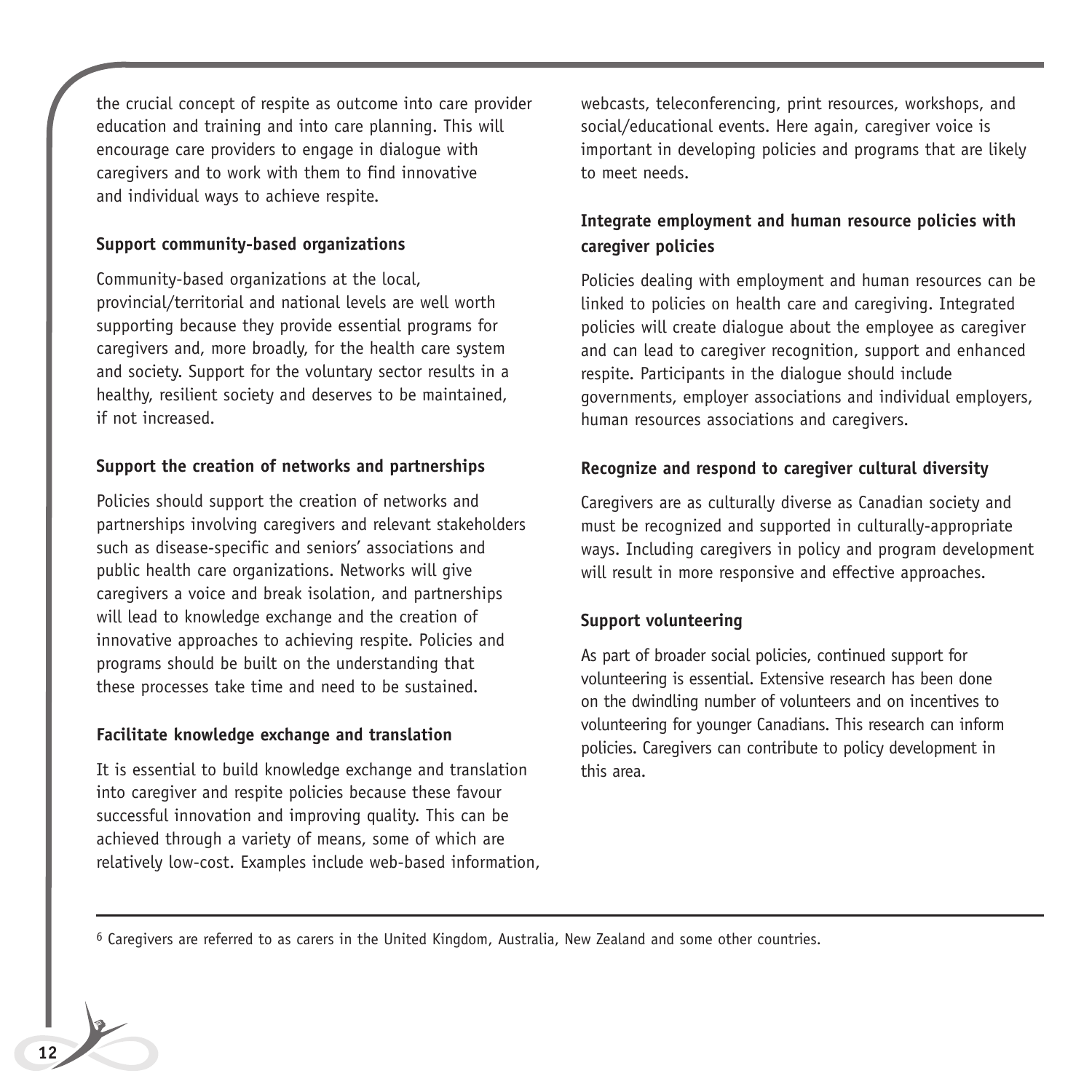the crucial concept of respite as outcome into care provider education and training and into care planning. This will encourage care providers to engage in dialogue with caregivers and to work with them to find innovative and individual ways to achieve respite.

**Support community-based organizations**

Community-based organizations at the local, provincial/territorial and national levels are well worth supporting because they provide essential programs for caregivers and, more broadly, for the health care system and society. Support for the voluntary sector results in a healthy, resilient society and deserves to be maintained, if not increased.

**Support the creation of networks and partnerships**

Policies should support the creation of networks and partnerships involving caregivers and relevant stakeholders such as disease-specific and seniors' associations and public health care organizations. Networks will give caregivers a voice and break isolation, and partnerships will lead to knowledge exchange and the creation of innovative approaches to achieving respite. Policies and programs should be built on the understanding that these processes take time and need to be sustained.

**Facilitate knowledge exchange and translation**

It is essential to build knowledge exchange and translation into caregiver and respite policies because these favour successful innovation and improving quality. This can be achieved through a variety of means, some of which are relatively low-cost. Examples include web-based information, webcasts, teleconferencing, print resources, workshops, and social/educational events. Here again, caregiver voice is important in developing policies and programs that are likely to meet needs.

**Integrate employment and human resource policies with caregiver policies**

Policies dealing with employment and human resources can be linked to policies on health care and caregiving. Integrated policies will create dialogue about the employee as caregiver and can lead to caregiver recognition, support and enhanced respite. Participants in the dialogue should include governments, employer associations and individual employers, human resources associations and caregivers.

**Recognize and respond to caregiver cultural diversity**

Caregivers are as culturally diverse as Canadian society and must be recognized and supported in culturally-appropriate ways. Including caregivers in policy and program development will result in more responsive and effective approaches.

**Support volunteering**

As part of broader social policies, continued support for volunteering is essential. Extensive research has been done on the dwindling number of volunteers and on incentives to volunteering for younger Canadians. This research can inform policies. Caregivers can contribute to policy development in this area.

---

[6] Caregivers are referred to as carers in the United Kingdom, Australia, New Zealand and some other countries.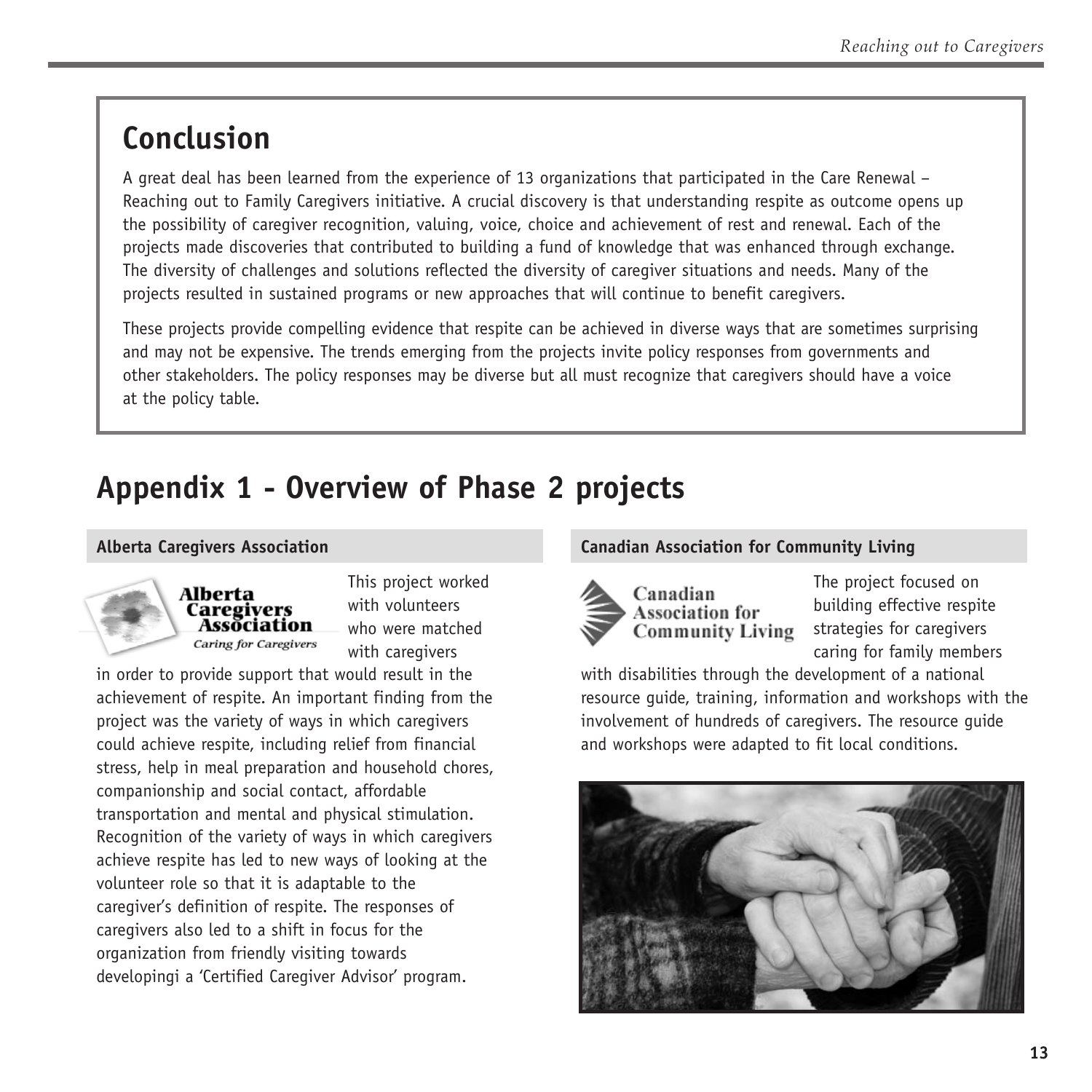## Conclusion

A great deal has been learned from the experience of 13 organizations that participated in the Care Renewal – Reaching out to Family Caregivers initiative. A crucial discovery is that understanding respite as outcome opens up the possibility of caregiver recognition, valuing, voice, choice and achievement of rest and renewal. Each of the projects made discoveries that contributed to building a fund of knowledge that was enhanced through exchange. The diversity of challenges and solutions reflected the diversity of caregiver situations and needs. Many of the projects resulted in sustained programs or new approaches that will continue to benefit caregivers.

These projects provide compelling evidence that respite can be achieved in diverse ways that are sometimes surprising and may not be expensive. The trends emerging from the projects invite policy responses from governments and other stakeholders. The policy responses may be diverse but all must recognize that caregivers should have a voice at the policy table.

# Appendix 1 - Overview of Phase 2 projects

### Alberta Caregivers Association

This project worked with volunteers who were matched with caregivers in order to provide support that would result in the achievement of respite. An important finding from the project was the variety of ways in which caregivers could achieve respite, including relief from financial stress, help in meal preparation and household chores, companionship and social contact, affordable transportation and mental and physical stimulation. Recognition of the variety of ways in which caregivers achieve respite has led to new ways of looking at the volunteer role so that it is adaptable to the caregiver's definition of respite. The responses of caregivers also led to a shift in focus for the organization from friendly visiting towards developingi a 'Certified Caregiver Advisor' program.

### Canadian Association for Community Living

The project focused on building effective respite strategies for caregivers caring for family members with disabilities through the development of a national resource guide, training, information and workshops with the involvement of hundreds of caregivers. The resource guide and workshops were adapted to fit local conditions.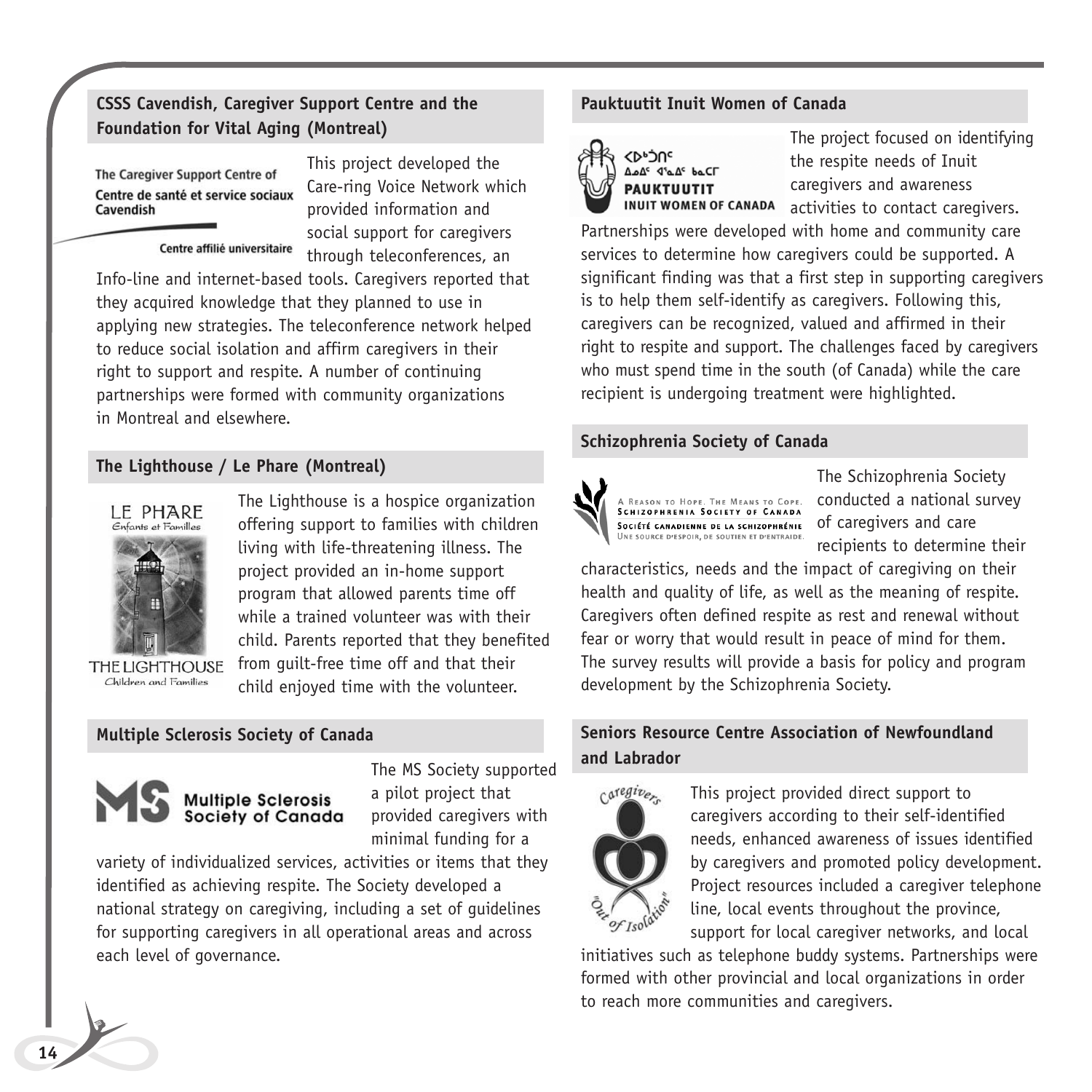## CSSS Cavendish, Caregiver Support Centre and the Foundation for Vital Aging (Montreal)

The Caregiver Support Centre of
Centre de santé et service sociaux Cavendish
Centre affilié universitaire

This project developed the Care-ring Voice Network which provided information and social support for caregivers through teleconferences, an Info-line and internet-based tools. Caregivers reported that they acquired knowledge that they planned to use in applying new strategies. The teleconference network helped to reduce social isolation and affirm caregivers in their right to support and respite. A number of continuing partnerships were formed with community organizations in Montreal and elsewhere.

## The Lighthouse / Le Phare (Montreal)

LE PHARE
Enfants et Familles
THE LIGHTHOUSE
Children and Families

The Lighthouse is a hospice organization offering support to families with children living with life-threatening illness. The project provided an in-home support program that allowed parents time off while a trained volunteer was with their child. Parents reported that they benefited from guilt-free time off and that their child enjoyed time with the volunteer.

## Multiple Sclerosis Society of Canada

MS Multiple Sclerosis Society of Canada

The MS Society supported a pilot project that provided caregivers with minimal funding for a variety of individualized services, activities or items that they identified as achieving respite. The Society developed a national strategy on caregiving, including a set of guidelines for supporting caregivers in all operational areas and across each level of governance.

## Pauktuutit Inuit Women of Canada

ᐸᐅᒃᑑᑎᑦ
ᐃᓄᐃᑦ ᐊᕐᓇᐃᑦ ᑲᓇᑕᒥ
PAUKTUUTIT
INUIT WOMEN OF CANADA

The project focused on identifying the respite needs of Inuit caregivers and awareness activities to contact caregivers. Partnerships were developed with home and community care services to determine how caregivers could be supported. A significant finding was that a first step in supporting caregivers is to help them self-identify as caregivers. Following this, caregivers can be recognized, valued and affirmed in their right to respite and support. The challenges faced by caregivers who must spend time in the south (of Canada) while the care recipient is undergoing treatment were highlighted.

## Schizophrenia Society of Canada

A Reason to Hope. The Means to Cope.
Schizophrenia Society of Canada
Société canadienne de la schizophrénie
Une source d'espoir, de soutien et d'entraide.

The Schizophrenia Society conducted a national survey of caregivers and care recipients to determine their characteristics, needs and the impact of caregiving on their health and quality of life, as well as the meaning of respite. Caregivers often defined respite as rest and renewal without fear or worry that would result in peace of mind for them. The survey results will provide a basis for policy and program development by the Schizophrenia Society.

## Seniors Resource Centre Association of Newfoundland and Labrador

Caregivers
"Out of Isolation"

This project provided direct support to caregivers according to their self-identified needs, enhanced awareness of issues identified by caregivers and promoted policy development. Project resources included a caregiver telephone line, local events throughout the province, support for local caregiver networks, and local initiatives such as telephone buddy systems. Partnerships were formed with other provincial and local organizations in order to reach more communities and caregivers.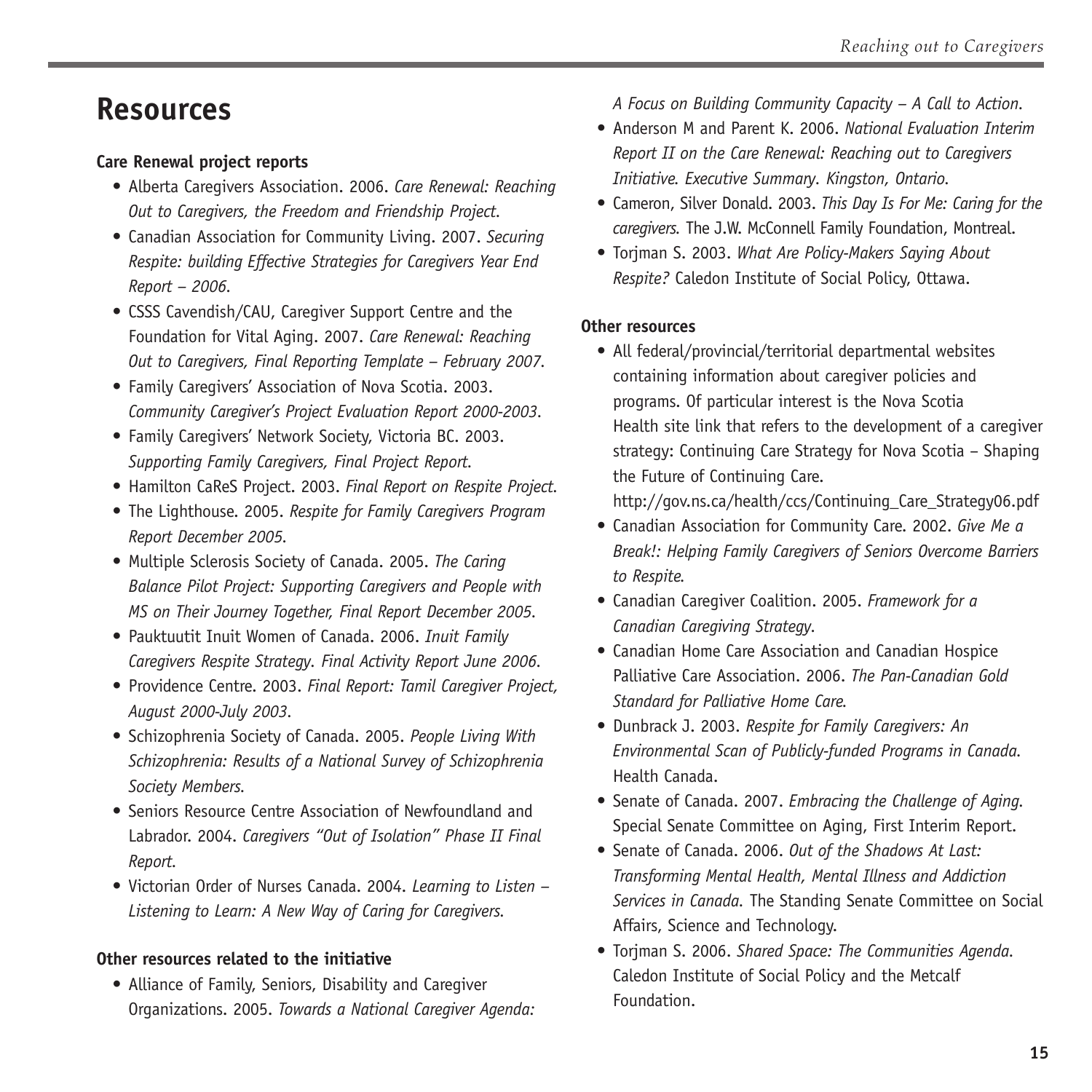# Resources

### Care Renewal project reports

- Alberta Caregivers Association. 2006. *Care Renewal: Reaching Out to Caregivers, the Freedom and Friendship Project.*
- Canadian Association for Community Living. 2007. *Securing Respite: building Effective Strategies for Caregivers Year End Report – 2006.*
- CSSS Cavendish/CAU, Caregiver Support Centre and the Foundation for Vital Aging. 2007. *Care Renewal: Reaching Out to Caregivers, Final Reporting Template – February 2007.*
- Family Caregivers' Association of Nova Scotia. 2003. *Community Caregiver's Project Evaluation Report 2000-2003.*
- Family Caregivers' Network Society, Victoria BC. 2003. *Supporting Family Caregivers, Final Project Report.*
- Hamilton CaReS Project. 2003. *Final Report on Respite Project.*
- The Lighthouse. 2005. *Respite for Family Caregivers Program Report December 2005.*
- Multiple Sclerosis Society of Canada. 2005. *The Caring Balance Pilot Project: Supporting Caregivers and People with MS on Their Journey Together, Final Report December 2005.*
- Pauktuutit Inuit Women of Canada. 2006. *Inuit Family Caregivers Respite Strategy. Final Activity Report June 2006.*
- Providence Centre. 2003. *Final Report: Tamil Caregiver Project, August 2000-July 2003.*
- Schizophrenia Society of Canada. 2005. *People Living With Schizophrenia: Results of a National Survey of Schizophrenia Society Members.*
- Seniors Resource Centre Association of Newfoundland and Labrador. 2004. *Caregivers "Out of Isolation" Phase II Final Report.*
- Victorian Order of Nurses Canada. 2004. *Learning to Listen – Listening to Learn: A New Way of Caring for Caregivers.*

### Other resources related to the initiative

- Alliance of Family, Seniors, Disability and Caregiver Organizations. 2005. *Towards a National Caregiver Agenda: A Focus on Building Community Capacity – A Call to Action.*
- Anderson M and Parent K. 2006. *National Evaluation Interim Report II on the Care Renewal: Reaching out to Caregivers Initiative. Executive Summary. Kingston, Ontario.*
- Cameron, Silver Donald. 2003. *This Day Is For Me: Caring for the caregivers.* The J.W. McConnell Family Foundation, Montreal.
- Torjman S. 2003. *What Are Policy-Makers Saying About Respite?* Caledon Institute of Social Policy, Ottawa.

### Other resources

- All federal/provincial/territorial departmental websites containing information about caregiver policies and programs. Of particular interest is the Nova Scotia Health site link that refers to the development of a caregiver strategy: Continuing Care Strategy for Nova Scotia – Shaping the Future of Continuing Care. http://gov.ns.ca/health/ccs/Continuing_Care_Strategy06.pdf
- Canadian Association for Community Care. 2002. *Give Me a Break!: Helping Family Caregivers of Seniors Overcome Barriers to Respite.*
- Canadian Caregiver Coalition. 2005. *Framework for a Canadian Caregiving Strategy.*
- Canadian Home Care Association and Canadian Hospice Palliative Care Association. 2006. *The Pan-Canadian Gold Standard for Palliative Home Care.*
- Dunbrack J. 2003. *Respite for Family Caregivers: An Environmental Scan of Publicly-funded Programs in Canada.* Health Canada.
- Senate of Canada. 2007. *Embracing the Challenge of Aging.* Special Senate Committee on Aging, First Interim Report.
- Senate of Canada. 2006. *Out of the Shadows At Last: Transforming Mental Health, Mental Illness and Addiction Services in Canada.* The Standing Senate Committee on Social Affairs, Science and Technology.
- Torjman S. 2006. *Shared Space: The Communities Agenda.* Caledon Institute of Social Policy and the Metcalf Foundation.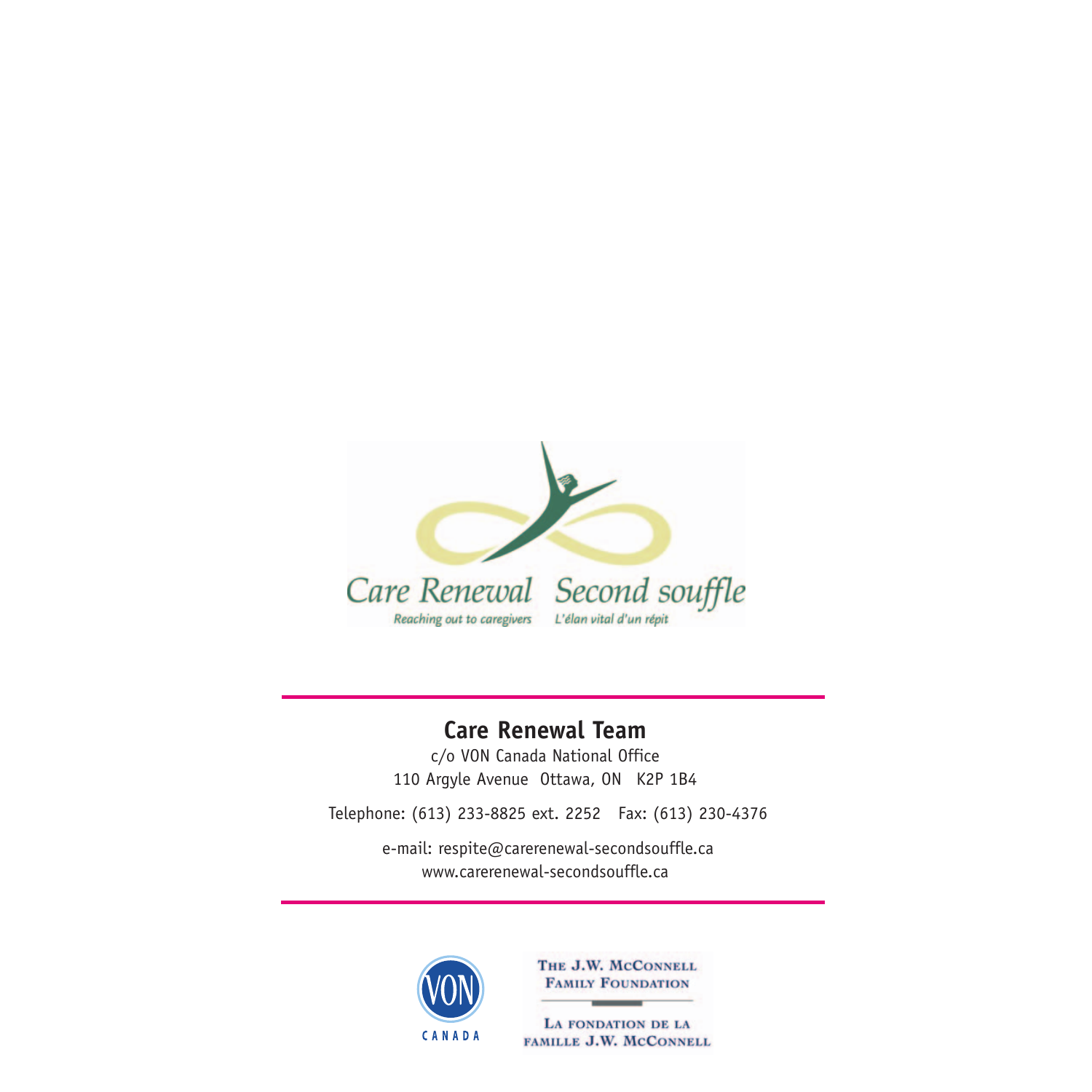Care Renewal Second souffle

Reaching out to caregivers L'élan vital d'un répit

## Care Renewal Team

c/o VON Canada National Office
110 Argyle Avenue Ottawa, ON K2P 1B4

Telephone: (613) 233-8825 ext. 2252 Fax: (613) 230-4376

e-mail: respite@carerenewal-secondsouffle.ca
www.carerenewal-secondsouffle.ca

VON CANADA

THE J.W. MCCONNELL FAMILY FOUNDATION

LA FONDATION DE LA FAMILLE J.W. MCCONNELL